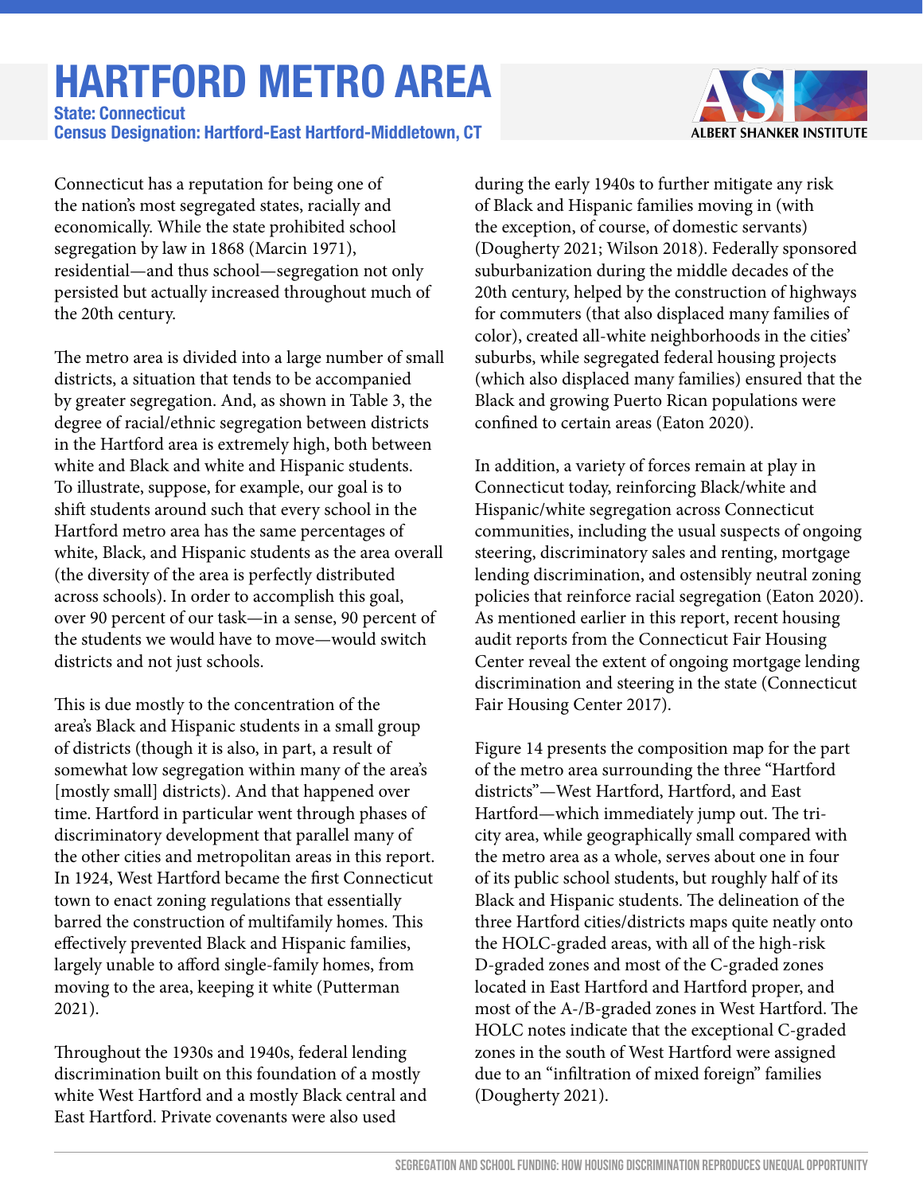# HARTFORD METRO AREA

**State: Connecticut**

**Census Designation: Hartford-East Hartford-Middletown, CT**

Connecticut has a reputation for being one of the nation's most segregated states, racially and economically. While the state prohibited school segregation by law in 1868 (Marcin 1971), residential—and thus school—segregation not only persisted but actually increased throughout much of the 20th century.

The metro area is divided into a large number of small districts, a situation that tends to be accompanied by greater segregation. And, as shown in Table 3, the degree of racial/ethnic segregation between districts in the Hartford area is extremely high, both between white and Black and white and Hispanic students. To illustrate, suppose, for example, our goal is to shift students around such that every school in the Hartford metro area has the same percentages of white, Black, and Hispanic students as the area overall (the diversity of the area is perfectly distributed across schools). In order to accomplish this goal, over 90 percent of our task—in a sense, 90 percent of the students we would have to move—would switch districts and not just schools.

This is due mostly to the concentration of the area's Black and Hispanic students in a small group of districts (though it is also, in part, a result of somewhat low segregation within many of the area's [mostly small] districts). And that happened over time. Hartford in particular went through phases of discriminatory development that parallel many of the other cities and metropolitan areas in this report. In 1924, West Hartford became the first Connecticut town to enact zoning regulations that essentially barred the construction of multifamily homes. This effectively prevented Black and Hispanic families, largely unable to afford single-family homes, from moving to the area, keeping it white (Putterman 2021).

Throughout the 1930s and 1940s, federal lending discrimination built on this foundation of a mostly white West Hartford and a mostly Black central and East Hartford. Private covenants were also used during the early 1940s to further mitigate any risk of Black and Hispanic families moving in (with the exception, of course, of domestic servants) (Dougherty 2021; Wilson 2018). Federally sponsored suburbanization during the middle decades of the 20th century, helped by the construction of highways for commuters (that also displaced many families of color), created all-white neighborhoods in the cities' suburbs, while segregated federal housing projects (which also displaced many families) ensured that the Black and growing Puerto Rican populations were confined to certain areas (Eaton 2020).

In addition, a variety of forces remain at play in Connecticut today, reinforcing Black/white and Hispanic/white segregation across Connecticut communities, including the usual suspects of ongoing steering, discriminatory sales and renting, mortgage lending discrimination, and ostensibly neutral zoning policies that reinforce racial segregation (Eaton 2020). As mentioned earlier in this report, recent housing audit reports from the Connecticut Fair Housing Center reveal the extent of ongoing mortgage lending discrimination and steering in the state (Connecticut Fair Housing Center 2017).

Figure 14 presents the composition map for the part of the metro area surrounding the three "Hartford districts"—West Hartford, Hartford, and East Hartford—which immediately jump out. The tri-city area, while geographically small compared with the metro area as a whole, serves about one in four of its public school students, but roughly half of its Black and Hispanic students. The delineation of the three Hartford cities/districts maps quite neatly onto the HOLC-graded areas, with all of the high-risk D-graded zones and most of the C-graded zones located in East Hartford and Hartford proper, and most of the A-/B-graded zones in West Hartford. The HOLC notes indicate that the exceptional C-graded zones in the south of West Hartford were assigned due to an "infiltration of mixed foreign" families (Dougherty 2021).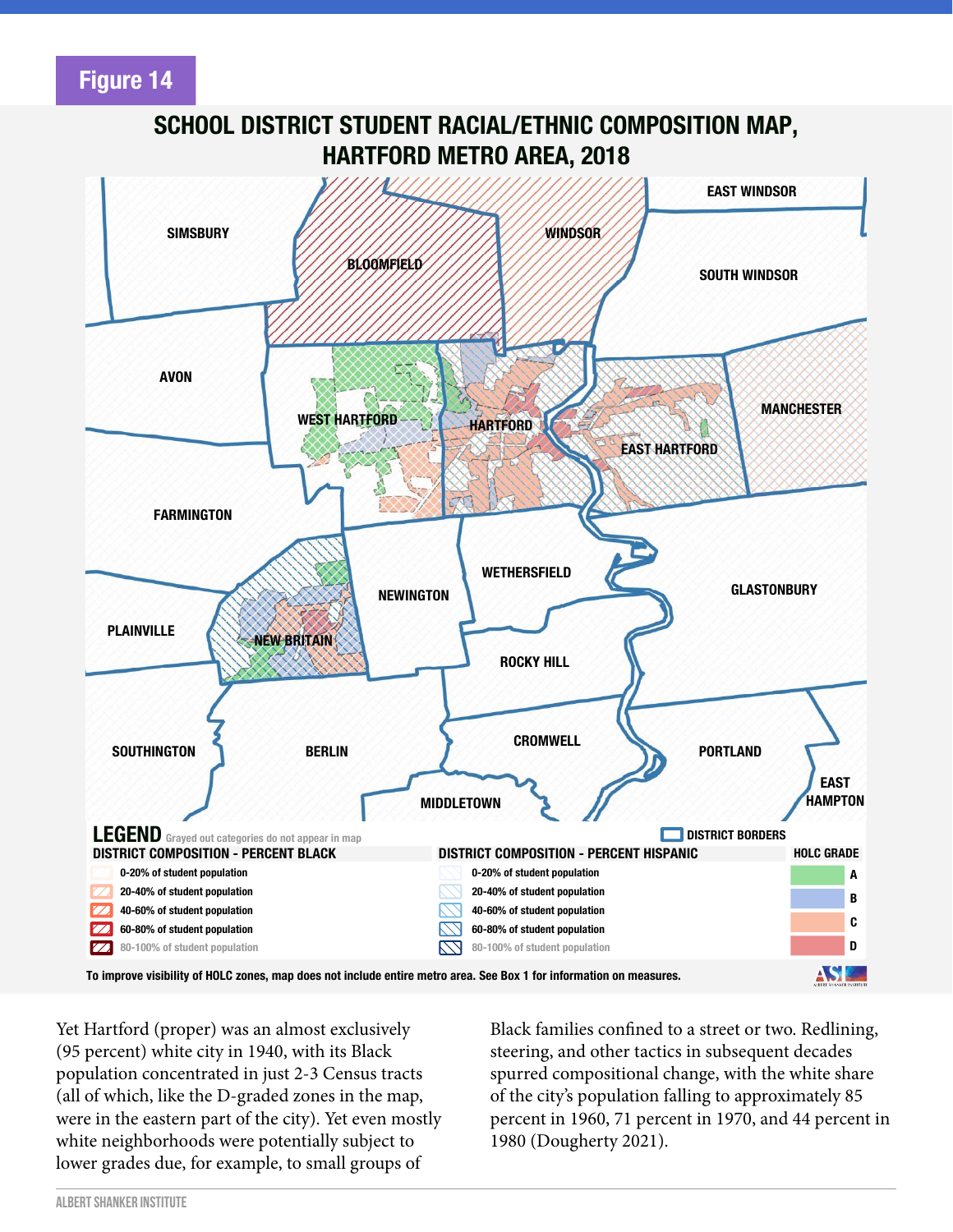**Figure 14**

## SCHOOL DISTRICT STUDENT RACIAL/ETHNIC COMPOSITION MAP, HARTFORD METRO AREA, 2018

SIMSBURY, BLOOMFIELD, WINDSOR, EAST WINDSOR, SOUTH WINDSOR, AVON, WEST HARTFORD, HARTFORD, EAST HARTFORD, MANCHESTER, FARMINGTON, NEW BRITAIN, NEWINGTON, WETHERSFIELD, GLASTONBURY, PLAINVILLE, ROCKY HILL, SOUTHINGTON, BERLIN, CROMWELL, PORTLAND, MIDDLETOWN, EAST HAMPTON

**LEGEND** Grayed out categories do not appear in map

**DISTRICT BORDERS**

| DISTRICT COMPOSITION - PERCENT BLACK | DISTRICT COMPOSITION - PERCENT HISPANIC | HOLC GRADE |
|---|---|---|
| 0-20% of student population | 0-20% of student population | A |
| 20-40% of student population | 20-40% of student population | B |
| 40-60% of student population | 40-60% of student population | C |
| 60-80% of student population | 60-80% of student population | D |
| 80-100% of student population | 80-100% of student population | |

To improve visibility of HOLC zones, map does not include entire metro area. See Box 1 for information on measures.

Yet Hartford (proper) was an almost exclusively (95 percent) white city in 1940, with its Black population concentrated in just 2-3 Census tracts (all of which, like the D-graded zones in the map, were in the eastern part of the city). Yet even mostly white neighborhoods were potentially subject to lower grades due, for example, to small groups of Black families confined to a street or two. Redlining, steering, and other tactics in subsequent decades spurred compositional change, with the white share of the city's population falling to approximately 85 percent in 1960, 71 percent in 1970, and 44 percent in 1980 (Dougherty 2021).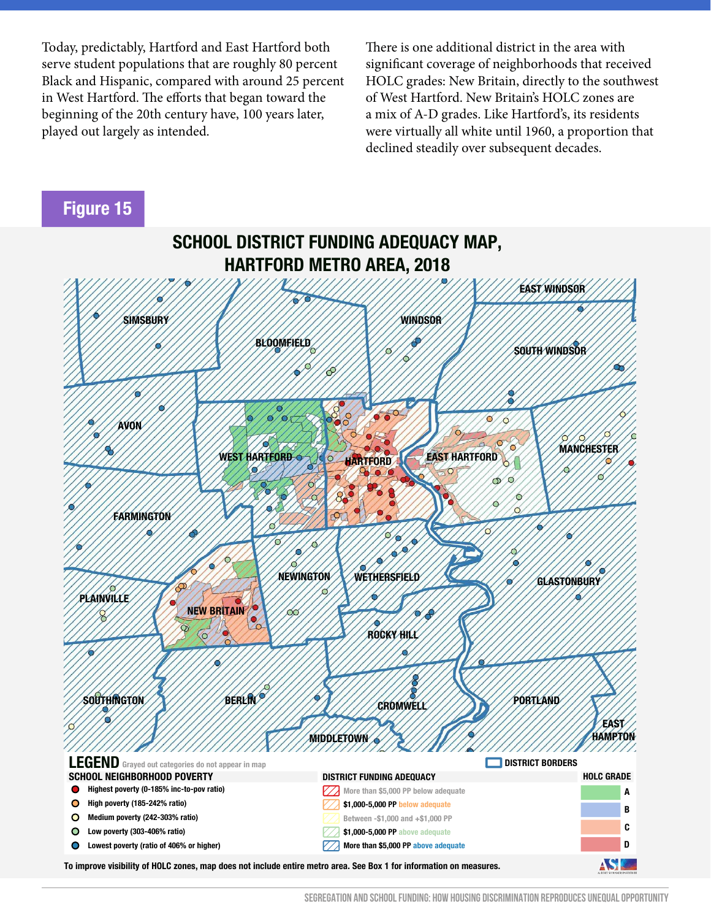Today, predictably, Hartford and East Hartford both serve student populations that are roughly 80 percent Black and Hispanic, compared with around 25 percent in West Hartford. The efforts that began toward the beginning of the 20th century have, 100 years later, played out largely as intended.

There is one additional district in the area with significant coverage of neighborhoods that received HOLC grades: New Britain, directly to the southwest of West Hartford. New Britain's HOLC zones are a mix of A-D grades. Like Hartford's, its residents were virtually all white until 1960, a proportion that declined steadily over subsequent decades.

## Figure 15

### SCHOOL DISTRICT FUNDING ADEQUACY MAP, HARTFORD METRO AREA, 2018

SIMSBURY, BLOOMFIELD, WINDSOR, EAST WINDSOR, SOUTH WINDSOR, AVON, WEST HARTFORD, HARTFORD, EAST HARTFORD, MANCHESTER, FARMINGTON, NEWINGTON, WETHERSFIELD, GLASTONBURY, PLAINVILLE, NEW BRITAIN, ROCKY HILL, SOUTHINGTON, BERLIN, CROMWELL, PORTLAND, EAST HAMPTON, MIDDLETOWN

**LEGEND** Grayed out categories do not appear in map

**SCHOOL NEIGHBORHOOD POVERTY**
- Highest poverty (0-185% inc-to-pov ratio)
- High poverty (185-242% ratio)
- Medium poverty (242-303% ratio)
- Low poverty (303-406% ratio)
- Lowest poverty (ratio of 406% or higher)

**DISTRICT FUNDING ADEQUACY**
- More than $5,000 PP below adequate
- $1,000-5,000 PP below adequate
- Between -$1,000 and +$1,000 PP
- $1,000-5,000 PP above adequate
- More than $5,000 PP above adequate

**DISTRICT BORDERS**

**HOLC GRADE**
- A
- B
- C
- D

To improve visibility of HOLC zones, map does not include entire metro area. See Box 1 for information on measures.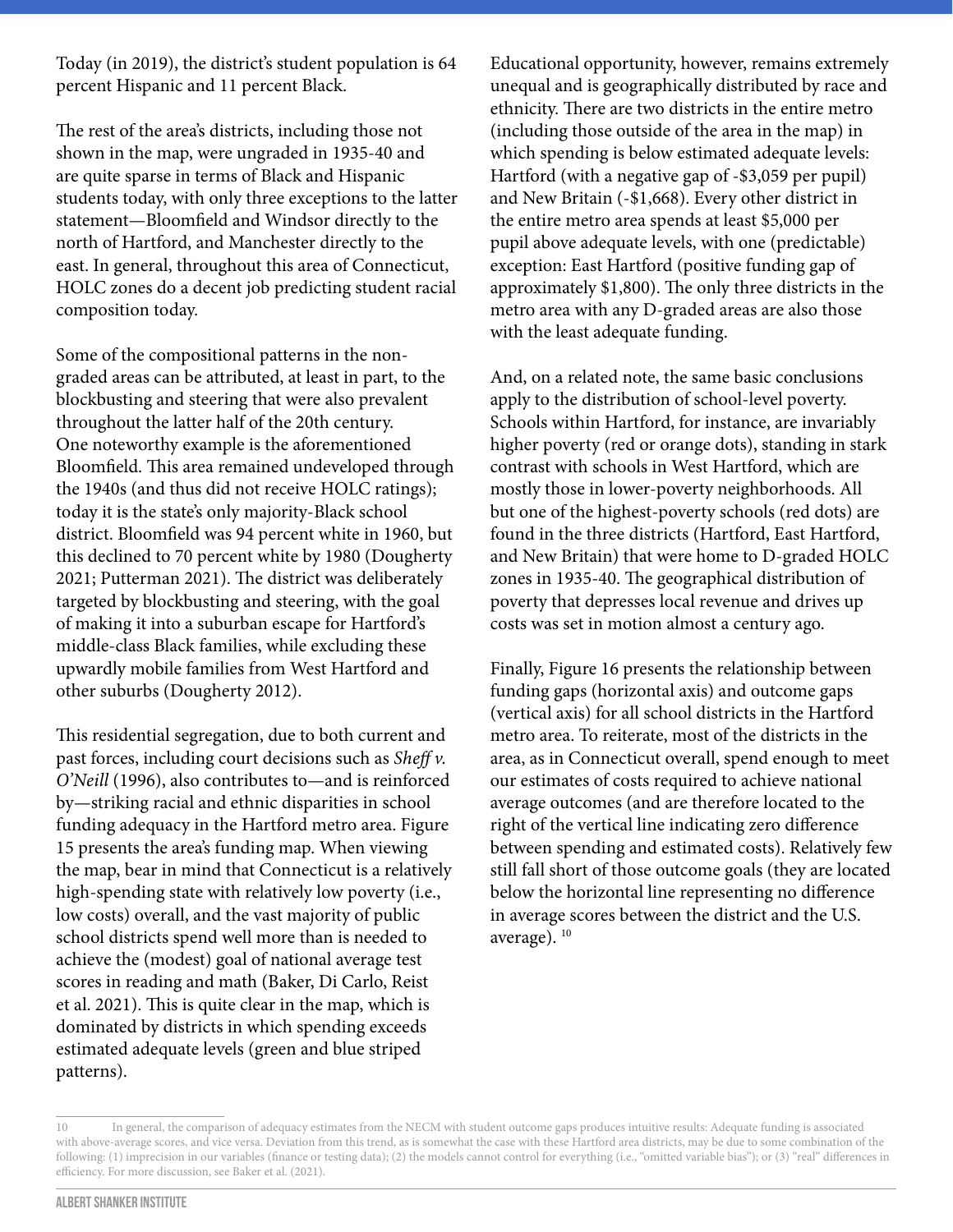Today (in 2019), the district's student population is 64 percent Hispanic and 11 percent Black.

The rest of the area's districts, including those not shown in the map, were ungraded in 1935-40 and are quite sparse in terms of Black and Hispanic students today, with only three exceptions to the latter statement—Bloomfield and Windsor directly to the north of Hartford, and Manchester directly to the east. In general, throughout this area of Connecticut, HOLC zones do a decent job predicting student racial composition today.

Some of the compositional patterns in the non-graded areas can be attributed, at least in part, to the blockbusting and steering that were also prevalent throughout the latter half of the 20th century. One noteworthy example is the aforementioned Bloomfield. This area remained undeveloped through the 1940s (and thus did not receive HOLC ratings); today it is the state's only majority-Black school district. Bloomfield was 94 percent white in 1960, but this declined to 70 percent white by 1980 (Dougherty 2021; Putterman 2021). The district was deliberately targeted by blockbusting and steering, with the goal of making it into a suburban escape for Hartford's middle-class Black families, while excluding these upwardly mobile families from West Hartford and other suburbs (Dougherty 2012).

This residential segregation, due to both current and past forces, including court decisions such as *Sheff v. O'Neill* (1996), also contributes to—and is reinforced by—striking racial and ethnic disparities in school funding adequacy in the Hartford metro area. Figure 15 presents the area's funding map. When viewing the map, bear in mind that Connecticut is a relatively high-spending state with relatively low poverty (i.e., low costs) overall, and the vast majority of public school districts spend well more than is needed to achieve the (modest) goal of national average test scores in reading and math (Baker, Di Carlo, Reist et al. 2021). This is quite clear in the map, which is dominated by districts in which spending exceeds estimated adequate levels (green and blue striped patterns).

Educational opportunity, however, remains extremely unequal and is geographically distributed by race and ethnicity. There are two districts in the entire metro (including those outside of the area in the map) in which spending is below estimated adequate levels: Hartford (with a negative gap of -$3,059 per pupil) and New Britain (-$1,668). Every other district in the entire metro area spends at least $5,000 per pupil above adequate levels, with one (predictable) exception: East Hartford (positive funding gap of approximately $1,800). The only three districts in the metro area with any D-graded areas are also those with the least adequate funding.

And, on a related note, the same basic conclusions apply to the distribution of school-level poverty. Schools within Hartford, for instance, are invariably higher poverty (red or orange dots), standing in stark contrast with schools in West Hartford, which are mostly those in lower-poverty neighborhoods. All but one of the highest-poverty schools (red dots) are found in the three districts (Hartford, East Hartford, and New Britain) that were home to D-graded HOLC zones in 1935-40. The geographical distribution of poverty that depresses local revenue and drives up costs was set in motion almost a century ago.

Finally, Figure 16 presents the relationship between funding gaps (horizontal axis) and outcome gaps (vertical axis) for all school districts in the Hartford metro area. To reiterate, most of the districts in the area, as in Connecticut overall, spend enough to meet our estimates of costs required to achieve national average outcomes (and are therefore located to the right of the vertical line indicating zero difference between spending and estimated costs). Relatively few still fall short of those outcome goals (they are located below the horizontal line representing no difference in average scores between the district and the U.S. average).[10]

[10] In general, the comparison of adequacy estimates from the NECM with student outcome gaps produces intuitive results: Adequate funding is associated with above-average scores, and vice versa. Deviation from this trend, as is somewhat the case with these Hartford area districts, may be due to some combination of the following: (1) imprecision in our variables (finance or testing data); (2) the models cannot control for everything (i.e., "omitted variable bias"); or (3) "real" differences in efficiency. For more discussion, see Baker et al. (2021).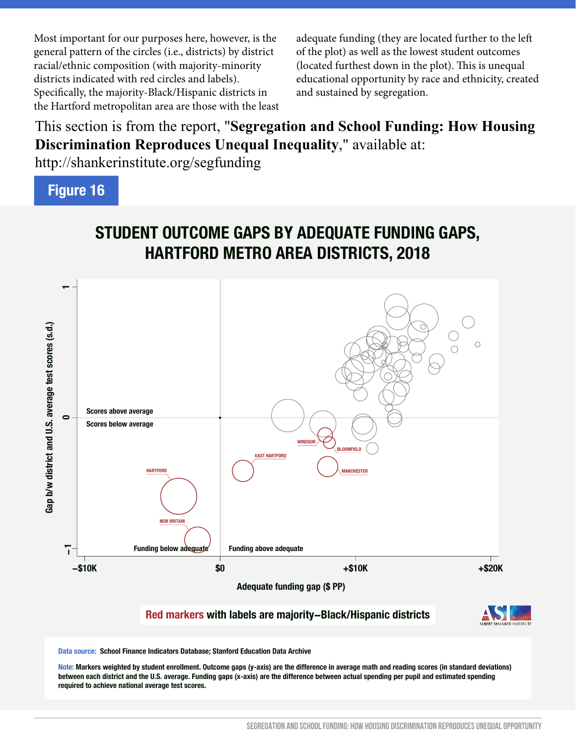Most important for our purposes here, however, is the general pattern of the circles (i.e., districts) by district racial/ethnic composition (with majority-minority districts indicated with red circles and labels). Specifically, the majority-Black/Hispanic districts in the Hartford metropolitan area are those with the least adequate funding (they are located further to the left of the plot) as well as the lowest student outcomes (located furthest down in the plot). This is unequal educational opportunity by race and ethnicity, created and sustained by segregation.

This section is from the report, "**Segregation and School Funding: How Housing Discrimination Reproduces Unequal Inequality**," available at: http://shankerinstitute.org/segfunding

## Figure 16

### STUDENT OUTCOME GAPS BY ADEQUATE FUNDING GAPS, HARTFORD METRO AREA DISTRICTS, 2018

Gap b/w district and U.S. average test scores (s.d.)

1

0

–1

Scores above average

Scores below average

Funding below adequate

Funding above adequate

WINDSOR

BLOOMFIELD

EAST HARTFORD

MANCHESTER

HARTFORD

NEW BRITAIN

–$10K

$0

+$10K

+$20K

Adequate funding gap ($ PP)

**Red markers** with labels are majority–Black/Hispanic districts

ALBERT SHANKER INSTITUTE

**Data source:** School Finance Indicators Database; Stanford Education Data Archive

**Note:** Markers weighted by student enrollment. Outcome gaps (y-axis) are the difference in average math and reading scores (in standard deviations) between each district and the U.S. average. Funding gaps (x-axis) are the difference between actual spending per pupil and estimated spending required to achieve national average test scores.